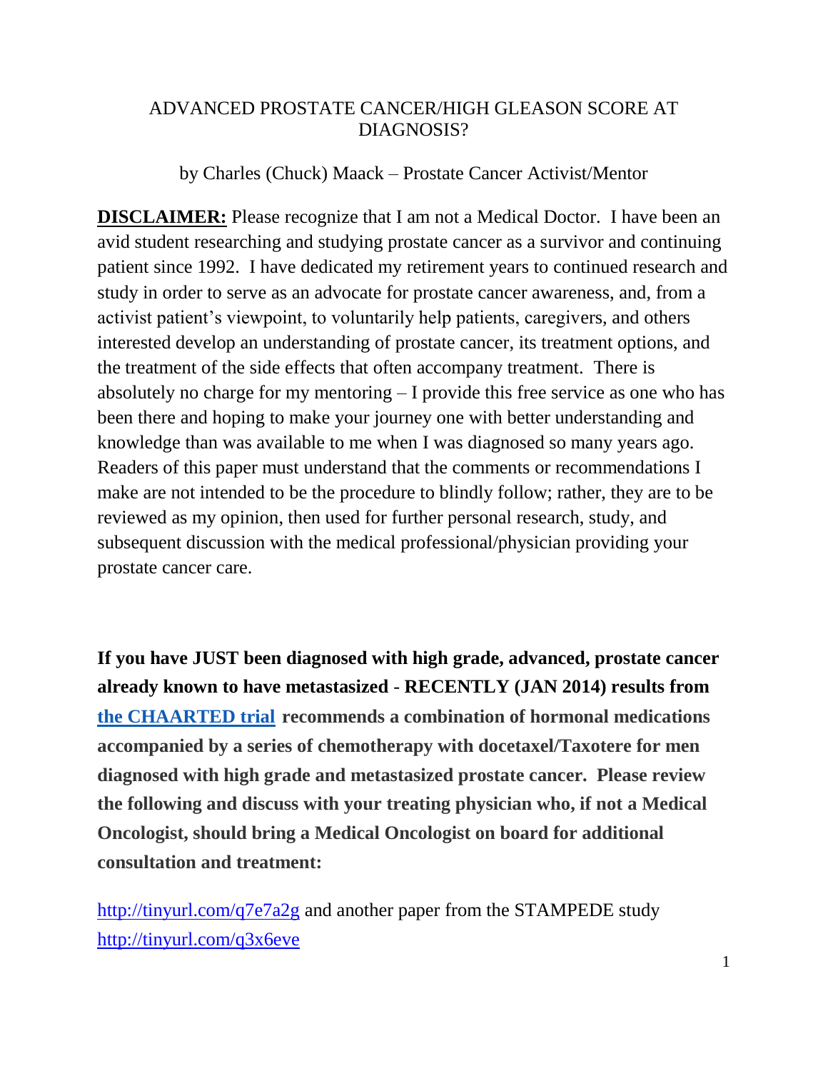# ADVANCED PROSTATE CANCER/HIGH GLEASON SCORE AT DIAGNOSIS?

by Charles (Chuck) Maack – Prostate Cancer Activist/Mentor

**DISCLAIMER:** Please recognize that I am not a Medical Doctor. I have been an avid student researching and studying prostate cancer as a survivor and continuing patient since 1992. I have dedicated my retirement years to continued research and study in order to serve as an advocate for prostate cancer awareness, and, from a activist patient's viewpoint, to voluntarily help patients, caregivers, and others interested develop an understanding of prostate cancer, its treatment options, and the treatment of the side effects that often accompany treatment. There is absolutely no charge for my mentoring – I provide this free service as one who has been there and hoping to make your journey one with better understanding and knowledge than was available to me when I was diagnosed so many years ago. Readers of this paper must understand that the comments or recommendations I make are not intended to be the procedure to blindly follow; rather, they are to be reviewed as my opinion, then used for further personal research, study, and subsequent discussion with the medical professional/physician providing your prostate cancer care.

**If you have JUST been diagnosed with high grade, advanced, prostate cancer already known to have metastasized - RECENTLY (JAN 2014) results from the CHAARTED trial recommends a combination of hormonal medications accompanied by a series of chemotherapy with docetaxel/Taxotere for men diagnosed with high grade and metastasized prostate cancer. Please review the following and discuss with your treating physician who, if not a Medical Oncologist, should bring a Medical Oncologist on board for additional consultation and treatment:**

http://tinyurl.com/q7e7a2g and another paper from the STAMPEDE study http://tinyurl.com/q3x6eve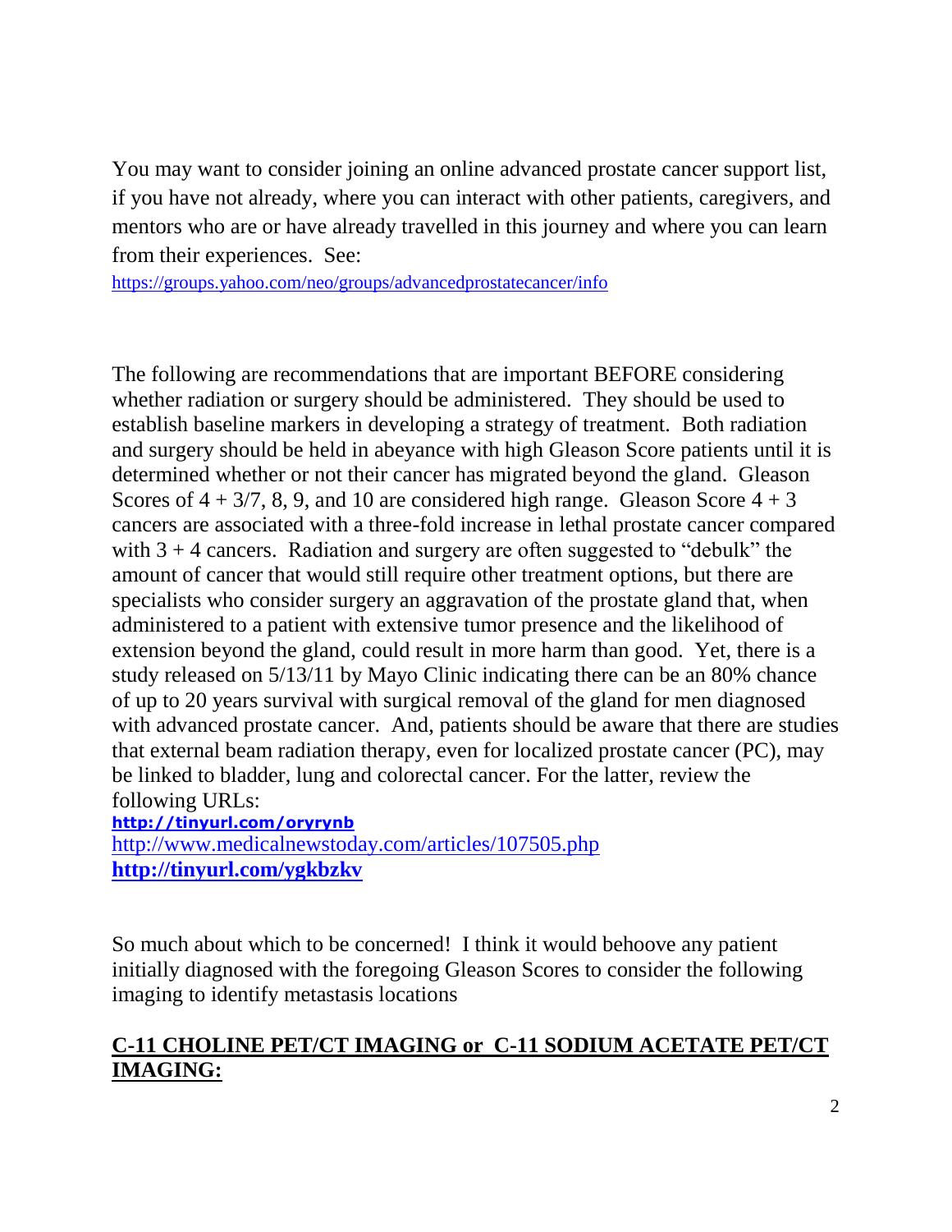You may want to consider joining an online advanced prostate cancer support list, if you have not already, where you can interact with other patients, caregivers, and mentors who are or have already travelled in this journey and where you can learn from their experiences. See:
https://groups.yahoo.com/neo/groups/advancedprostatecancer/info

The following are recommendations that are important BEFORE considering whether radiation or surgery should be administered. They should be used to establish baseline markers in developing a strategy of treatment. Both radiation and surgery should be held in abeyance with high Gleason Score patients until it is determined whether or not their cancer has migrated beyond the gland. Gleason Scores of 4 + 3/7, 8, 9, and 10 are considered high range. Gleason Score 4 + 3 cancers are associated with a three-fold increase in lethal prostate cancer compared with 3 + 4 cancers. Radiation and surgery are often suggested to "debulk" the amount of cancer that would still require other treatment options, but there are specialists who consider surgery an aggravation of the prostate gland that, when administered to a patient with extensive tumor presence and the likelihood of extension beyond the gland, could result in more harm than good. Yet, there is a study released on 5/13/11 by Mayo Clinic indicating there can be an 80% chance of up to 20 years survival with surgical removal of the gland for men diagnosed with advanced prostate cancer. And, patients should be aware that there are studies that external beam radiation therapy, even for localized prostate cancer (PC), may be linked to bladder, lung and colorectal cancer. For the latter, review the following URLs:

**http://tinyurl.com/oryrynb**
http://www.medicalnewstoday.com/articles/107505.php
**http://tinyurl.com/ygkbzkv**

So much about which to be concerned! I think it would behoove any patient initially diagnosed with the foregoing Gleason Scores to consider the following imaging to identify metastasis locations

## C-11 CHOLINE PET/CT IMAGING or C-11 SODIUM ACETATE PET/CT IMAGING: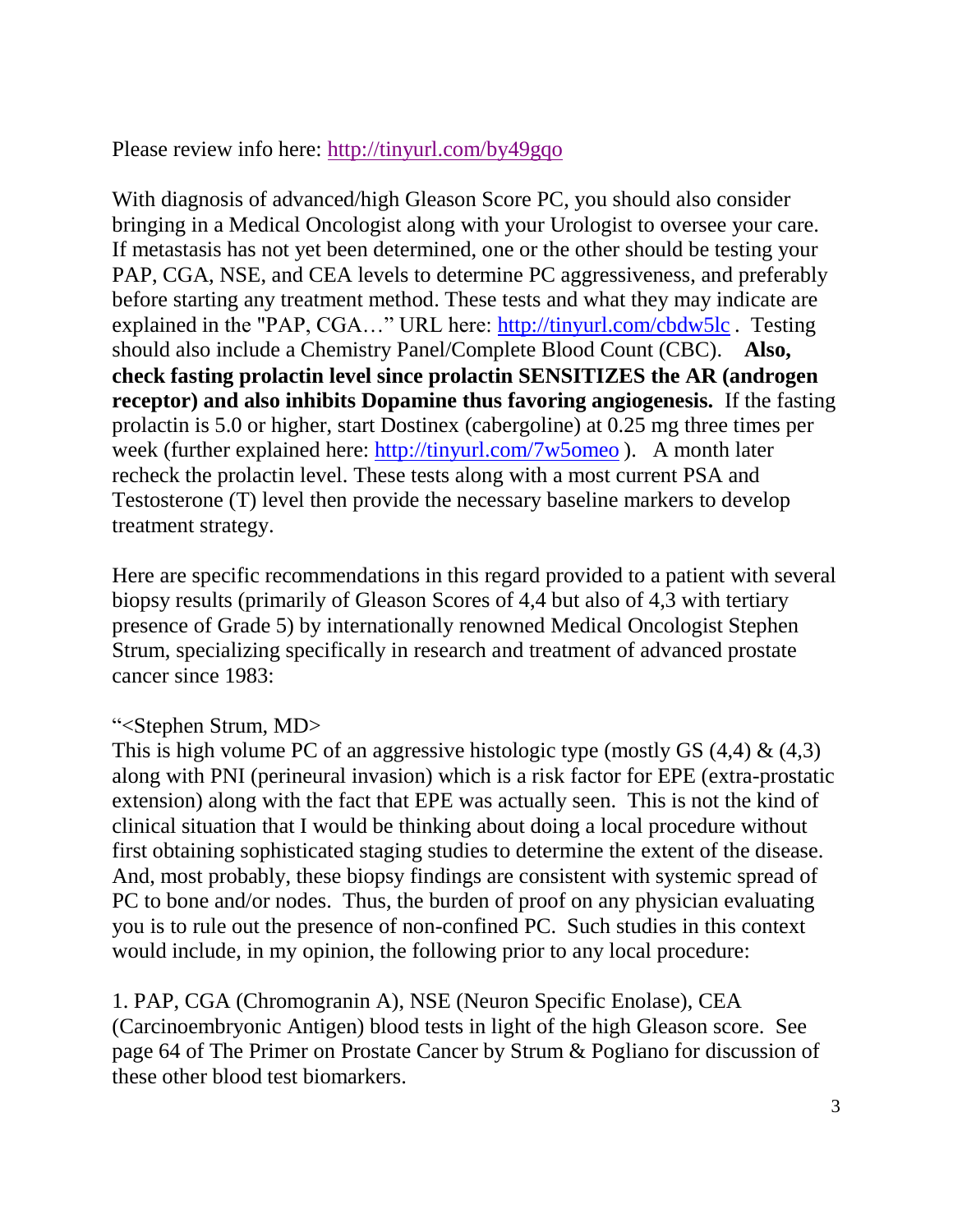Please review info here: http://tinyurl.com/by49gqo

With diagnosis of advanced/high Gleason Score PC, you should also consider bringing in a Medical Oncologist along with your Urologist to oversee your care. If metastasis has not yet been determined, one or the other should be testing your PAP, CGA, NSE, and CEA levels to determine PC aggressiveness, and preferably before starting any treatment method. These tests and what they may indicate are explained in the "PAP, CGA…" URL here: http://tinyurl.com/cbdw5lc . Testing should also include a Chemistry Panel/Complete Blood Count (CBC). **Also, check fasting prolactin level since prolactin SENSITIZES the AR (androgen receptor) and also inhibits Dopamine thus favoring angiogenesis.** If the fasting prolactin is 5.0 or higher, start Dostinex (cabergoline) at 0.25 mg three times per week (further explained here: http://tinyurl.com/7w5omeo ). A month later recheck the prolactin level. These tests along with a most current PSA and Testosterone (T) level then provide the necessary baseline markers to develop treatment strategy.

Here are specific recommendations in this regard provided to a patient with several biopsy results (primarily of Gleason Scores of 4,4 but also of 4,3 with tertiary presence of Grade 5) by internationally renowned Medical Oncologist Stephen Strum, specializing specifically in research and treatment of advanced prostate cancer since 1983:

"<Stephen Strum, MD>
This is high volume PC of an aggressive histologic type (mostly GS (4,4) & (4,3) along with PNI (perineural invasion) which is a risk factor for EPE (extra-prostatic extension) along with the fact that EPE was actually seen. This is not the kind of clinical situation that I would be thinking about doing a local procedure without first obtaining sophisticated staging studies to determine the extent of the disease. And, most probably, these biopsy findings are consistent with systemic spread of PC to bone and/or nodes. Thus, the burden of proof on any physician evaluating you is to rule out the presence of non-confined PC. Such studies in this context would include, in my opinion, the following prior to any local procedure:

1. PAP, CGA (Chromogranin A), NSE (Neuron Specific Enolase), CEA (Carcinoembryonic Antigen) blood tests in light of the high Gleason score. See page 64 of The Primer on Prostate Cancer by Strum & Pogliano for discussion of these other blood test biomarkers.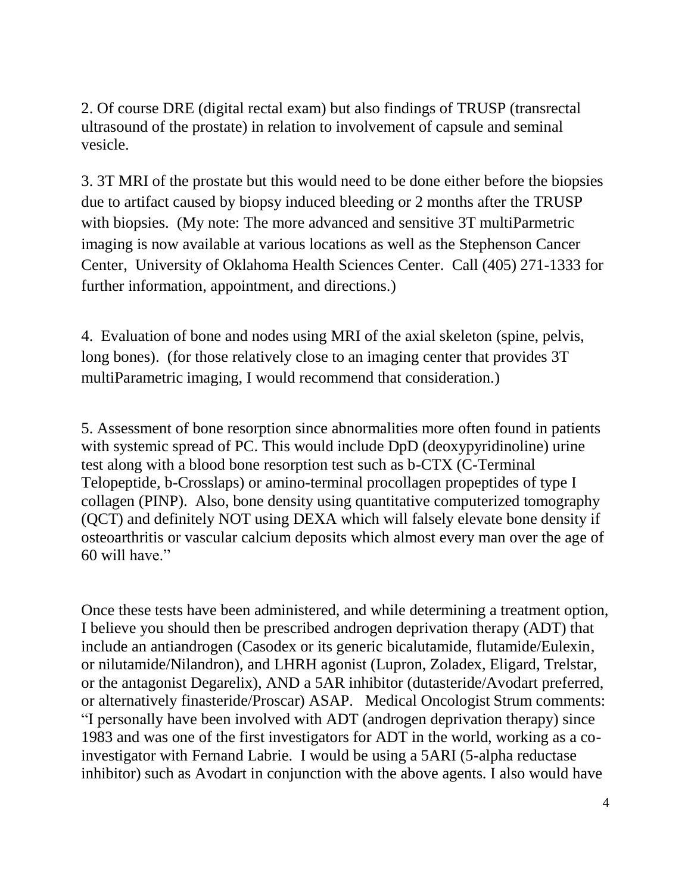2. Of course DRE (digital rectal exam) but also findings of TRUSP (transrectal ultrasound of the prostate) in relation to involvement of capsule and seminal vesicle.

3. 3T MRI of the prostate but this would need to be done either before the biopsies due to artifact caused by biopsy induced bleeding or 2 months after the TRUSP with biopsies. (My note: The more advanced and sensitive 3T multiParmetric imaging is now available at various locations as well as the Stephenson Cancer Center, University of Oklahoma Health Sciences Center. Call (405) 271-1333 for further information, appointment, and directions.)

4. Evaluation of bone and nodes using MRI of the axial skeleton (spine, pelvis, long bones). (for those relatively close to an imaging center that provides 3T multiParametric imaging, I would recommend that consideration.)

5. Assessment of bone resorption since abnormalities more often found in patients with systemic spread of PC. This would include DpD (deoxypyridinoline) urine test along with a blood bone resorption test such as b-CTX (C-Terminal Telopeptide, b-Crosslaps) or amino-terminal procollagen propeptides of type I collagen (PINP). Also, bone density using quantitative computerized tomography (QCT) and definitely NOT using DEXA which will falsely elevate bone density if osteoarthritis or vascular calcium deposits which almost every man over the age of 60 will have."

Once these tests have been administered, and while determining a treatment option, I believe you should then be prescribed androgen deprivation therapy (ADT) that include an antiandrogen (Casodex or its generic bicalutamide, flutamide/Eulexin, or nilutamide/Nilandron), and LHRH agonist (Lupron, Zoladex, Eligard, Trelstar, or the antagonist Degarelix), AND a 5AR inhibitor (dutasteride/Avodart preferred, or alternatively finasteride/Proscar) ASAP. Medical Oncologist Strum comments: "I personally have been involved with ADT (androgen deprivation therapy) since 1983 and was one of the first investigators for ADT in the world, working as a co-investigator with Fernand Labrie. I would be using a 5ARI (5-alpha reductase inhibitor) such as Avodart in conjunction with the above agents. I also would have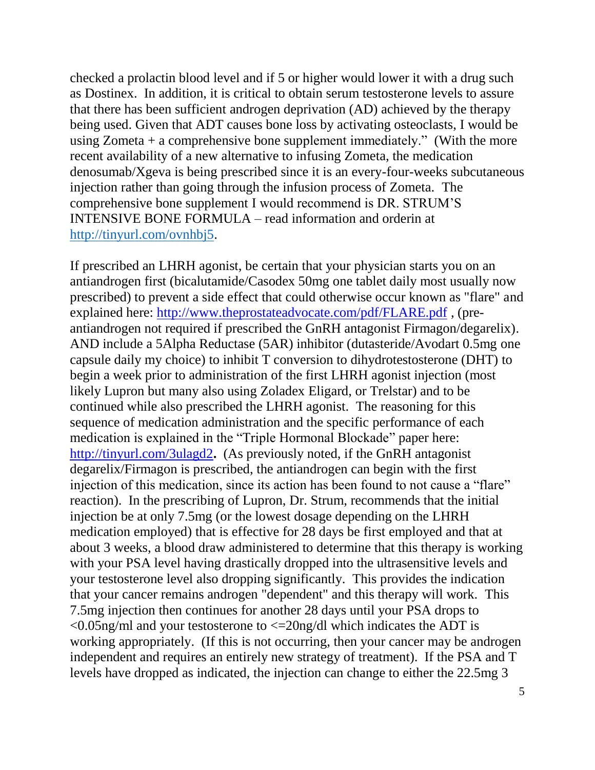checked a prolactin blood level and if 5 or higher would lower it with a drug such as Dostinex. In addition, it is critical to obtain serum testosterone levels to assure that there has been sufficient androgen deprivation (AD) achieved by the therapy being used. Given that ADT causes bone loss by activating osteoclasts, I would be using Zometa + a comprehensive bone supplement immediately." (With the more recent availability of a new alternative to infusing Zometa, the medication denosumab/Xgeva is being prescribed since it is an every-four-weeks subcutaneous injection rather than going through the infusion process of Zometa. The comprehensive bone supplement I would recommend is DR. STRUM'S INTENSIVE BONE FORMULA – read information and orderin at http://tinyurl.com/ovnhbj5.

If prescribed an LHRH agonist, be certain that your physician starts you on an antiandrogen first (bicalutamide/Casodex 50mg one tablet daily most usually now prescribed) to prevent a side effect that could otherwise occur known as "flare" and explained here: http://www.theprostateadvocate.com/pdf/FLARE.pdf , (pre-antiandrogen not required if prescribed the GnRH antagonist Firmagon/degarelix). AND include a 5Alpha Reductase (5AR) inhibitor (dutasteride/Avodart 0.5mg one capsule daily my choice) to inhibit T conversion to dihydrotestosterone (DHT) to begin a week prior to administration of the first LHRH agonist injection (most likely Lupron but many also using Zoladex Eligard, or Trelstar) and to be continued while also prescribed the LHRH agonist. The reasoning for this sequence of medication administration and the specific performance of each medication is explained in the "Triple Hormonal Blockade" paper here: http://tinyurl.com/3ulagd2**.** (As previously noted, if the GnRH antagonist degarelix/Firmagon is prescribed, the antiandrogen can begin with the first injection of this medication, since its action has been found to not cause a "flare" reaction). In the prescribing of Lupron, Dr. Strum, recommends that the initial injection be at only 7.5mg (or the lowest dosage depending on the LHRH medication employed) that is effective for 28 days be first employed and that at about 3 weeks, a blood draw administered to determine that this therapy is working with your PSA level having drastically dropped into the ultrasensitive levels and your testosterone level also dropping significantly. This provides the indication that your cancer remains androgen "dependent" and this therapy will work. This 7.5mg injection then continues for another 28 days until your PSA drops to <0.05ng/ml and your testosterone to <=20ng/dl which indicates the ADT is working appropriately. (If this is not occurring, then your cancer may be androgen independent and requires an entirely new strategy of treatment). If the PSA and T levels have dropped as indicated, the injection can change to either the 22.5mg 3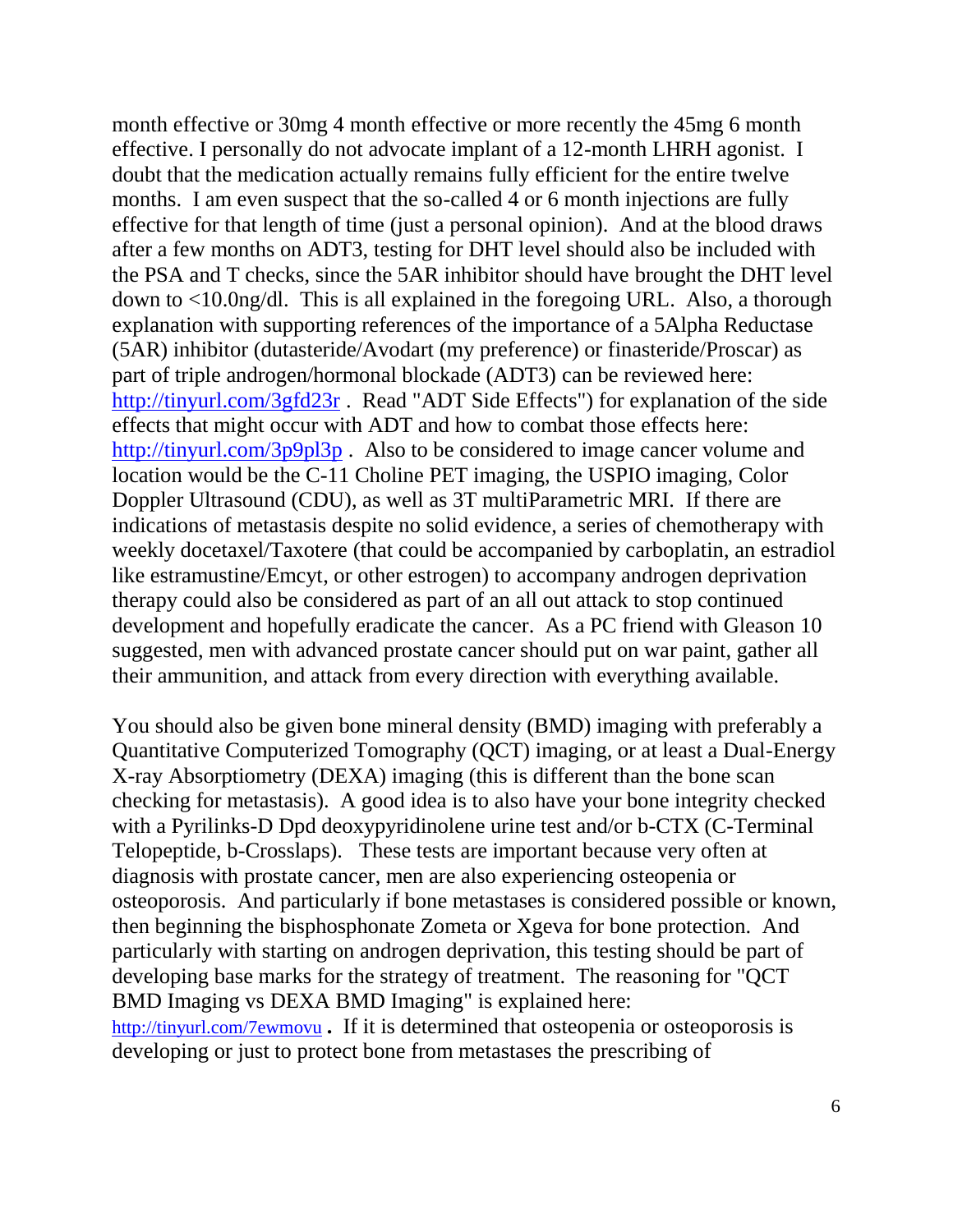month effective or 30mg 4 month effective or more recently the 45mg 6 month effective. I personally do not advocate implant of a 12-month LHRH agonist. I doubt that the medication actually remains fully efficient for the entire twelve months. I am even suspect that the so-called 4 or 6 month injections are fully effective for that length of time (just a personal opinion). And at the blood draws after a few months on ADT3, testing for DHT level should also be included with the PSA and T checks, since the 5AR inhibitor should have brought the DHT level down to <10.0ng/dl. This is all explained in the foregoing URL. Also, a thorough explanation with supporting references of the importance of a 5Alpha Reductase (5AR) inhibitor (dutasteride/Avodart (my preference) or finasteride/Proscar) as part of triple androgen/hormonal blockade (ADT3) can be reviewed here: [http://tinyurl.com/3gfd23r](http://tinyurl.com/3gfd23r) . Read "ADT Side Effects") for explanation of the side effects that might occur with ADT and how to combat those effects here: [http://tinyurl.com/3p9pl3p](http://tinyurl.com/3p9pl3p) . Also to be considered to image cancer volume and location would be the C-11 Choline PET imaging, the USPIO imaging, Color Doppler Ultrasound (CDU), as well as 3T multiParametric MRI. If there are indications of metastasis despite no solid evidence, a series of chemotherapy with weekly docetaxel/Taxotere (that could be accompanied by carboplatin, an estradiol like estramustine/Emcyt, or other estrogen) to accompany androgen deprivation therapy could also be considered as part of an all out attack to stop continued development and hopefully eradicate the cancer. As a PC friend with Gleason 10 suggested, men with advanced prostate cancer should put on war paint, gather all their ammunition, and attack from every direction with everything available.

You should also be given bone mineral density (BMD) imaging with preferably a Quantitative Computerized Tomography (QCT) imaging, or at least a Dual-Energy X-ray Absorptiometry (DEXA) imaging (this is different than the bone scan checking for metastasis). A good idea is to also have your bone integrity checked with a Pyrilinks-D Dpd deoxypyridinolene urine test and/or b-CTX (C-Terminal Telopeptide, b-Crosslaps). These tests are important because very often at diagnosis with prostate cancer, men are also experiencing osteopenia or osteoporosis. And particularly if bone metastases is considered possible or known, then beginning the bisphosphonate Zometa or Xgeva for bone protection. And particularly with starting on androgen deprivation, this testing should be part of developing base marks for the strategy of treatment. The reasoning for "QCT BMD Imaging vs DEXA BMD Imaging" is explained here: [http://tinyurl.com/7ewmovu](http://tinyurl.com/7ewmovu) **.** If it is determined that osteopenia or osteoporosis is developing or just to protect bone from metastases the prescribing of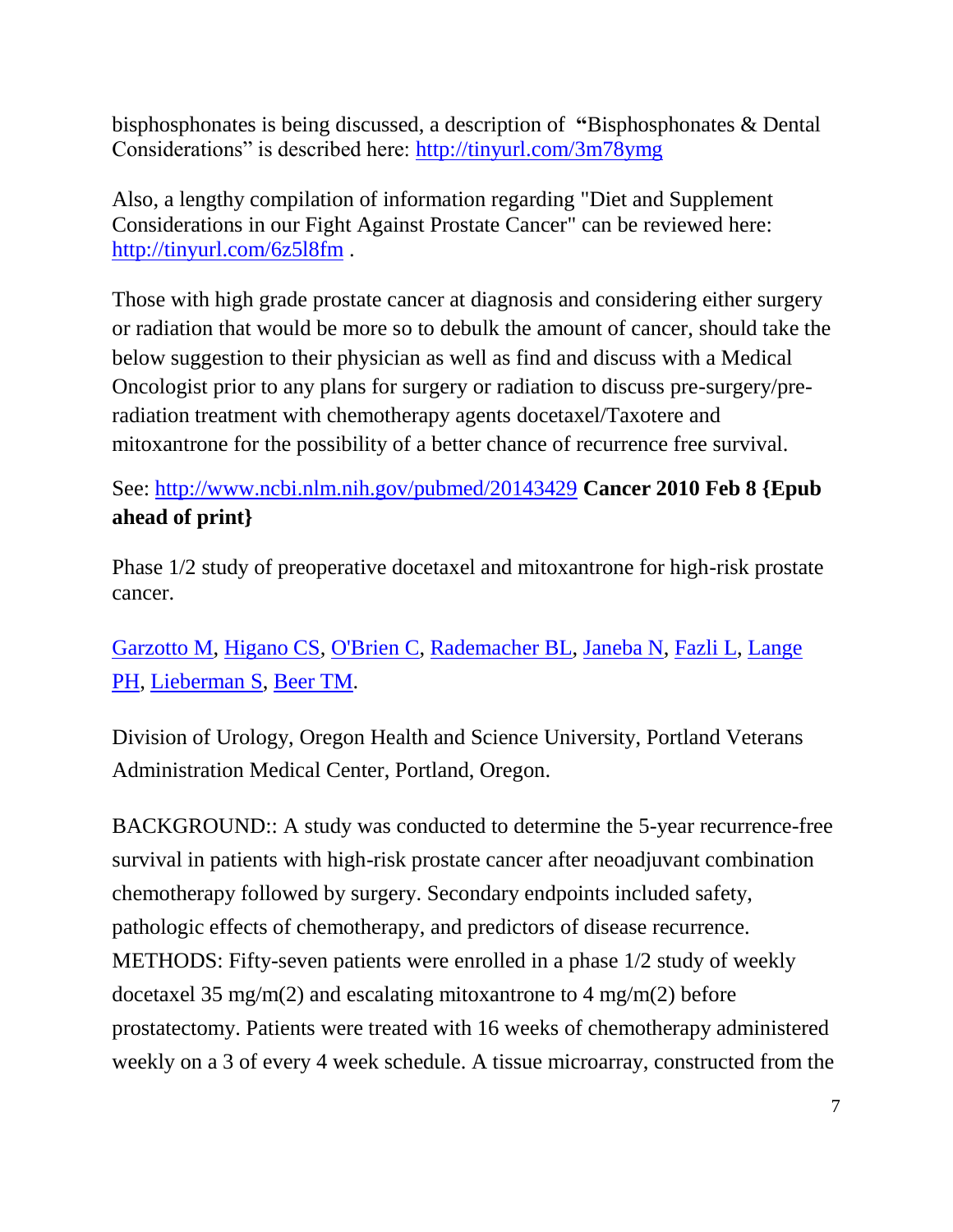bisphosphonates is being discussed, a description of **"**Bisphosphonates & Dental Considerations" is described here: [http://tinyurl.com/3m78ymg](http://tinyurl.com/3m78ymg)

Also, a lengthy compilation of information regarding "Diet and Supplement Considerations in our Fight Against Prostate Cancer" can be reviewed here: [http://tinyurl.com/6z5l8fm](http://tinyurl.com/6z5l8fm) .

Those with high grade prostate cancer at diagnosis and considering either surgery or radiation that would be more so to debulk the amount of cancer, should take the below suggestion to their physician as well as find and discuss with a Medical Oncologist prior to any plans for surgery or radiation to discuss pre-surgery/pre-radiation treatment with chemotherapy agents docetaxel/Taxotere and mitoxantrone for the possibility of a better chance of recurrence free survival.

See: [http://www.ncbi.nlm.nih.gov/pubmed/20143429](http://www.ncbi.nlm.nih.gov/pubmed/20143429) **Cancer 2010 Feb 8 {Epub ahead of print}**

Phase 1/2 study of preoperative docetaxel and mitoxantrone for high-risk prostate cancer.

Garzotto M, Higano CS, O'Brien C, Rademacher BL, Janeba N, Fazli L, Lange PH, Lieberman S, Beer TM.

Division of Urology, Oregon Health and Science University, Portland Veterans Administration Medical Center, Portland, Oregon.

BACKGROUND:: A study was conducted to determine the 5-year recurrence-free survival in patients with high-risk prostate cancer after neoadjuvant combination chemotherapy followed by surgery. Secondary endpoints included safety, pathologic effects of chemotherapy, and predictors of disease recurrence. METHODS: Fifty-seven patients were enrolled in a phase 1/2 study of weekly docetaxel 35 mg/m(2) and escalating mitoxantrone to 4 mg/m(2) before prostatectomy. Patients were treated with 16 weeks of chemotherapy administered weekly on a 3 of every 4 week schedule. A tissue microarray, constructed from the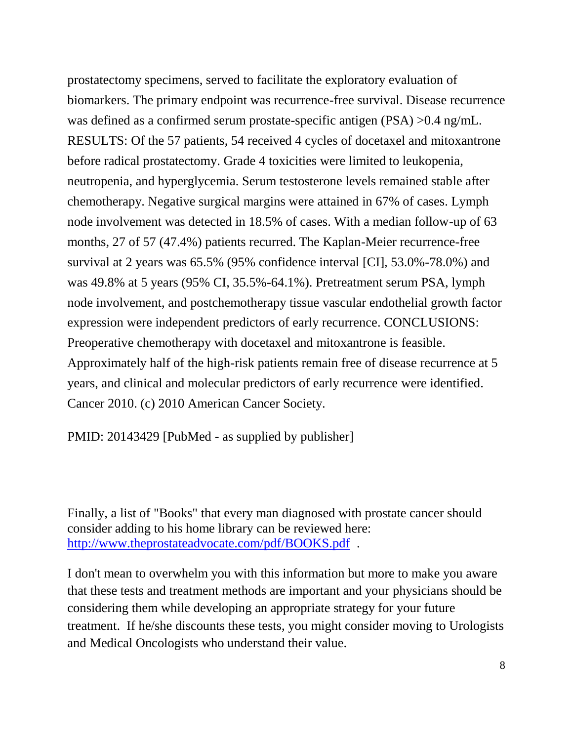prostatectomy specimens, served to facilitate the exploratory evaluation of biomarkers. The primary endpoint was recurrence-free survival. Disease recurrence was defined as a confirmed serum prostate-specific antigen (PSA) >0.4 ng/mL. RESULTS: Of the 57 patients, 54 received 4 cycles of docetaxel and mitoxantrone before radical prostatectomy. Grade 4 toxicities were limited to leukopenia, neutropenia, and hyperglycemia. Serum testosterone levels remained stable after chemotherapy. Negative surgical margins were attained in 67% of cases. Lymph node involvement was detected in 18.5% of cases. With a median follow-up of 63 months, 27 of 57 (47.4%) patients recurred. The Kaplan-Meier recurrence-free survival at 2 years was 65.5% (95% confidence interval [CI], 53.0%-78.0%) and was 49.8% at 5 years (95% CI, 35.5%-64.1%). Pretreatment serum PSA, lymph node involvement, and postchemotherapy tissue vascular endothelial growth factor expression were independent predictors of early recurrence. CONCLUSIONS: Preoperative chemotherapy with docetaxel and mitoxantrone is feasible. Approximately half of the high-risk patients remain free of disease recurrence at 5 years, and clinical and molecular predictors of early recurrence were identified. Cancer 2010. (c) 2010 American Cancer Society.

PMID: 20143429 [PubMed - as supplied by publisher]

Finally, a list of "Books" that every man diagnosed with prostate cancer should consider adding to his home library can be reviewed here: [http://www.theprostateadvocate.com/pdf/BOOKS.pdf](http://www.theprostateadvocate.com/pdf/BOOKS.pdf) .

I don't mean to overwhelm you with this information but more to make you aware that these tests and treatment methods are important and your physicians should be considering them while developing an appropriate strategy for your future treatment. If he/she discounts these tests, you might consider moving to Urologists and Medical Oncologists who understand their value.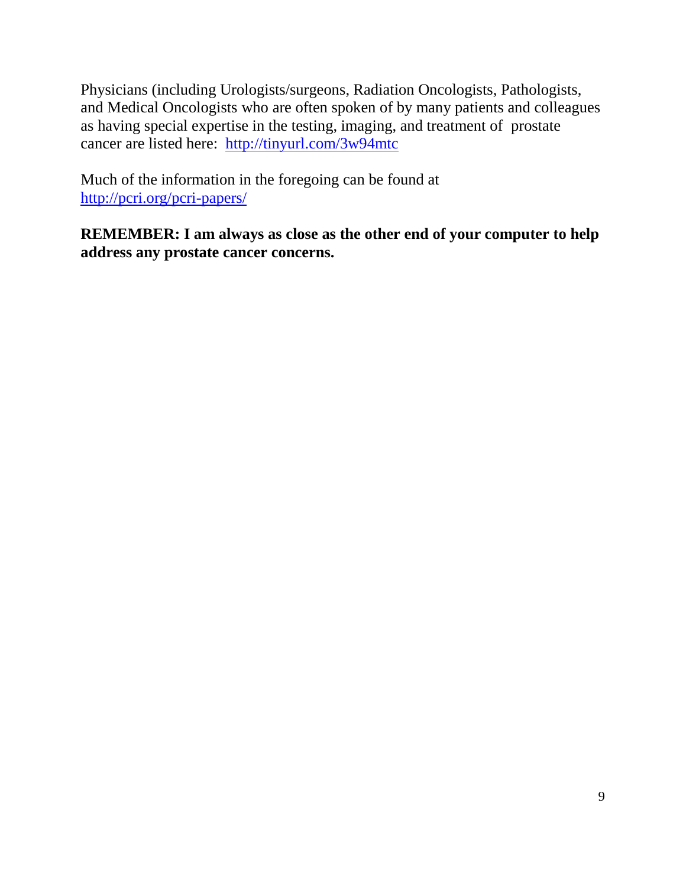Physicians (including Urologists/surgeons, Radiation Oncologists, Pathologists, and Medical Oncologists who are often spoken of by many patients and colleagues as having special expertise in the testing, imaging, and treatment of prostate cancer are listed here: http://tinyurl.com/3w94mtc

Much of the information in the foregoing can be found at http://pcri.org/pcri-papers/

**REMEMBER: I am always as close as the other end of your computer to help address any prostate cancer concerns.**